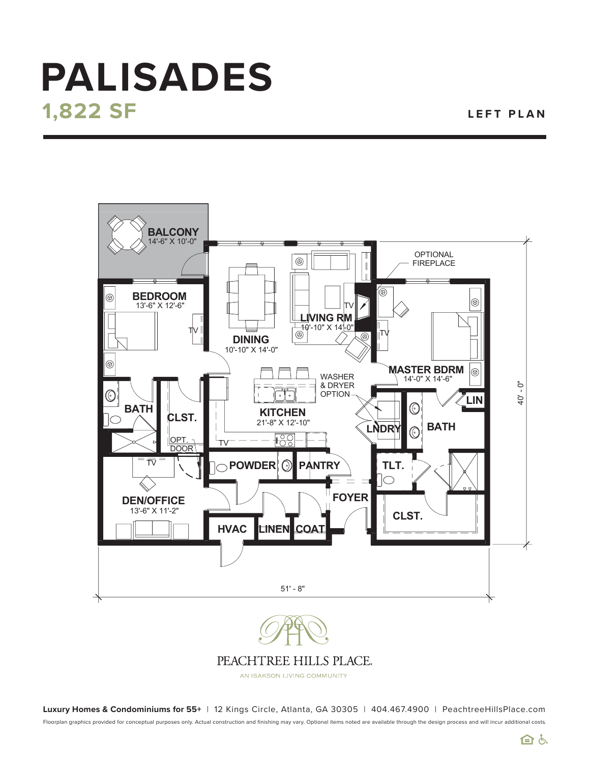# PALISADES

## 1,822 SF

**LEFT PLAN**

BALCONY
14'-6" X 10'-0"

BEDROOM
13'-6" X 12'-6"

DINING
10'-10" X 14'-0"

LIVING RM
10'-10" X 14'-0"

OPTIONAL FIREPLACE

MASTER BDRM
14'-0" X 14'-6"

WASHER & DRYER OPTION

KITCHEN
21'-8" X 12'-10"

BATH

CLST.

OPT. DOOR

LNDRY

BATH

LIN

DEN/OFFICE
13'-6" X 11'-2"

POWDER

PANTRY

TLT.

FOYER

CLST.

HVAC

LINEN

COAT

TV

40' - 0"

51' - 8"

PEACHTREE HILLS PLACE.

AN ISAKSON LIVING COMMUNITY

**Luxury Homes & Condominiums for 55+** | 12 Kings Circle, Atlanta, GA 30305 | 404.467.4900 | PeachtreeHillsPlace.com

Floorplan graphics provided for conceptual purposes only. Actual construction and finishing may vary. Optional items noted are available through the design process and will incur additional costs.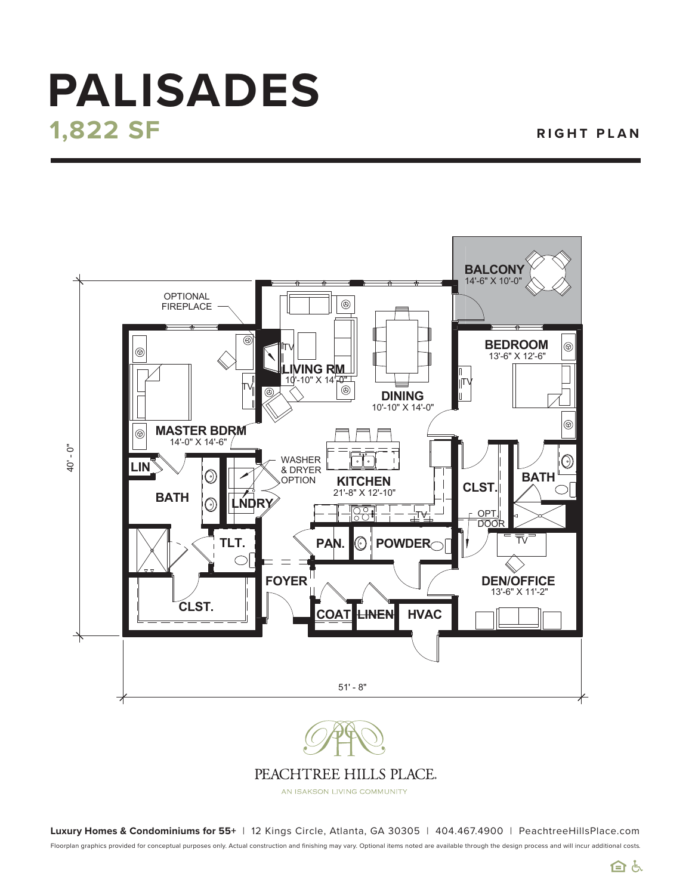# PALISADES

## 1,822 SF

**RIGHT PLAN**

BALCONY
14'-6" X 10'-0"

OPTIONAL FIREPLACE

LIVING RM
10'-10" X 14'-0"

DINING
10'-10" X 14'-0"

BEDROOM
13'-6" X 12'-6"

MASTER BDRM
14'-0" X 14'-6"

LIN

BATH

LNDRY

WASHER & DRYER OPTION

KITCHEN
21'-8" X 12'-10"

CLST.

BATH

OPT. DOOR

TLT.

PAN.

POWDER

FOYER

DEN/OFFICE
13'-6" X 11'-2"

CLST.

COAT

LINEN

HVAC

TV

40' - 0"

51' - 8"

PEACHTREE HILLS PLACE.
AN ISAKSON LIVING COMMUNITY

**Luxury Homes & Condominiums for 55+** | 12 Kings Circle, Atlanta, GA 30305 | 404.467.4900 | PeachtreeHillsPlace.com

Floorplan graphics provided for conceptual purposes only. Actual construction and finishing may vary. Optional items noted are available through the design process and will incur additional costs.